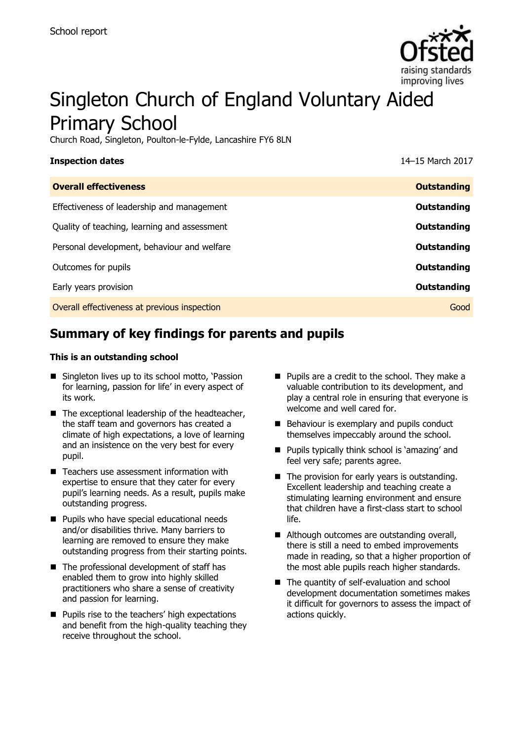School report

# Singleton Church of England Voluntary Aided Primary School

Church Road, Singleton, Poulton-le-Fylde, Lancashire FY6 8LN

| **Inspection dates** | 14–15 March 2017 |
| --- | --- |
| **Overall effectiveness** | **Outstanding** |
| Effectiveness of leadership and management | **Outstanding** |
| Quality of teaching, learning and assessment | **Outstanding** |
| Personal development, behaviour and welfare | **Outstanding** |
| Outcomes for pupils | **Outstanding** |
| Early years provision | **Outstanding** |
| Overall effectiveness at previous inspection | Good |

## Summary of key findings for parents and pupils

**This is an outstanding school**

- Singleton lives up to its school motto, 'Passion for learning, passion for life' in every aspect of its work.
- The exceptional leadership of the headteacher, the staff team and governors has created a climate of high expectations, a love of learning and an insistence on the very best for every pupil.
- Teachers use assessment information with expertise to ensure that they cater for every pupil's learning needs. As a result, pupils make outstanding progress.
- Pupils who have special educational needs and/or disabilities thrive. Many barriers to learning are removed to ensure they make outstanding progress from their starting points.
- The professional development of staff has enabled them to grow into highly skilled practitioners who share a sense of creativity and passion for learning.
- Pupils rise to the teachers' high expectations and benefit from the high-quality teaching they receive throughout the school.
- Pupils are a credit to the school. They make a valuable contribution to its development, and play a central role in ensuring that everyone is welcome and well cared for.
- Behaviour is exemplary and pupils conduct themselves impeccably around the school.
- Pupils typically think school is 'amazing' and feel very safe; parents agree.
- The provision for early years is outstanding. Excellent leadership and teaching create a stimulating learning environment and ensure that children have a first-class start to school life.
- Although outcomes are outstanding overall, there is still a need to embed improvements made in reading, so that a higher proportion of the most able pupils reach higher standards.
- The quantity of self-evaluation and school development documentation sometimes makes it difficult for governors to assess the impact of actions quickly.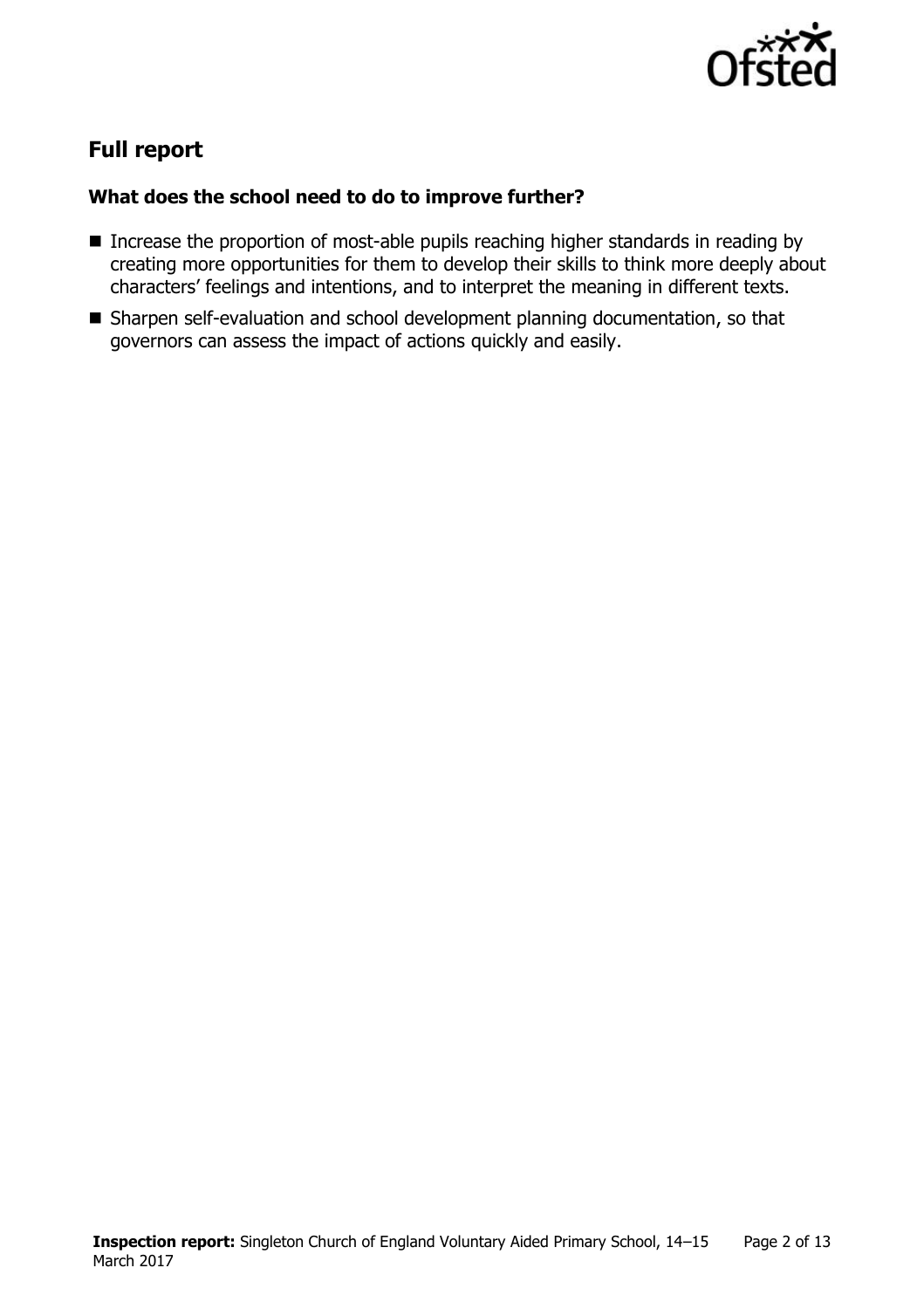## Full report

### What does the school need to do to improve further?

- Increase the proportion of most-able pupils reaching higher standards in reading by creating more opportunities for them to develop their skills to think more deeply about characters' feelings and intentions, and to interpret the meaning in different texts.
- Sharpen self-evaluation and school development planning documentation, so that governors can assess the impact of actions quickly and easily.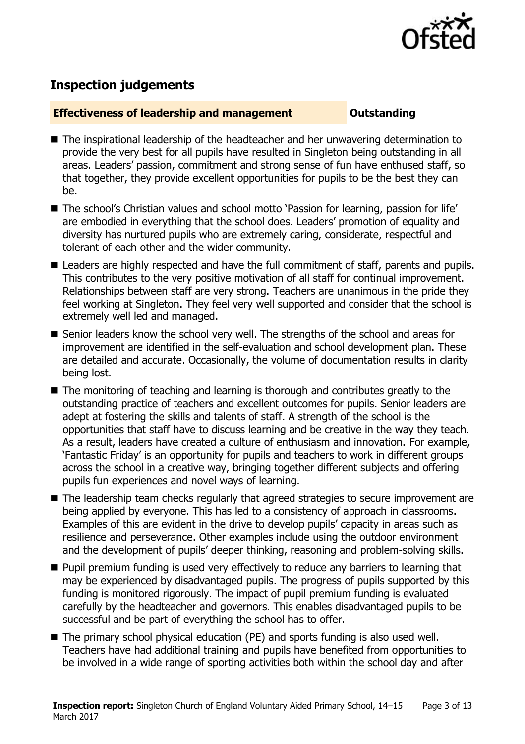## Inspection judgements

**Effectiveness of leadership and management** **Outstanding**

- The inspirational leadership of the headteacher and her unwavering determination to provide the very best for all pupils have resulted in Singleton being outstanding in all areas. Leaders' passion, commitment and strong sense of fun have enthused staff, so that together, they provide excellent opportunities for pupils to be the best they can be.
- The school's Christian values and school motto 'Passion for learning, passion for life' are embodied in everything that the school does. Leaders' promotion of equality and diversity has nurtured pupils who are extremely caring, considerate, respectful and tolerant of each other and the wider community.
- Leaders are highly respected and have the full commitment of staff, parents and pupils. This contributes to the very positive motivation of all staff for continual improvement. Relationships between staff are very strong. Teachers are unanimous in the pride they feel working at Singleton. They feel very well supported and consider that the school is extremely well led and managed.
- Senior leaders know the school very well. The strengths of the school and areas for improvement are identified in the self-evaluation and school development plan. These are detailed and accurate. Occasionally, the volume of documentation results in clarity being lost.
- The monitoring of teaching and learning is thorough and contributes greatly to the outstanding practice of teachers and excellent outcomes for pupils. Senior leaders are adept at fostering the skills and talents of staff. A strength of the school is the opportunities that staff have to discuss learning and be creative in the way they teach. As a result, leaders have created a culture of enthusiasm and innovation. For example, 'Fantastic Friday' is an opportunity for pupils and teachers to work in different groups across the school in a creative way, bringing together different subjects and offering pupils fun experiences and novel ways of learning.
- The leadership team checks regularly that agreed strategies to secure improvement are being applied by everyone. This has led to a consistency of approach in classrooms. Examples of this are evident in the drive to develop pupils' capacity in areas such as resilience and perseverance. Other examples include using the outdoor environment and the development of pupils' deeper thinking, reasoning and problem-solving skills.
- Pupil premium funding is used very effectively to reduce any barriers to learning that may be experienced by disadvantaged pupils. The progress of pupils supported by this funding is monitored rigorously. The impact of pupil premium funding is evaluated carefully by the headteacher and governors. This enables disadvantaged pupils to be successful and be part of everything the school has to offer.
- The primary school physical education (PE) and sports funding is also used well. Teachers have had additional training and pupils have benefited from opportunities to be involved in a wide range of sporting activities both within the school day and after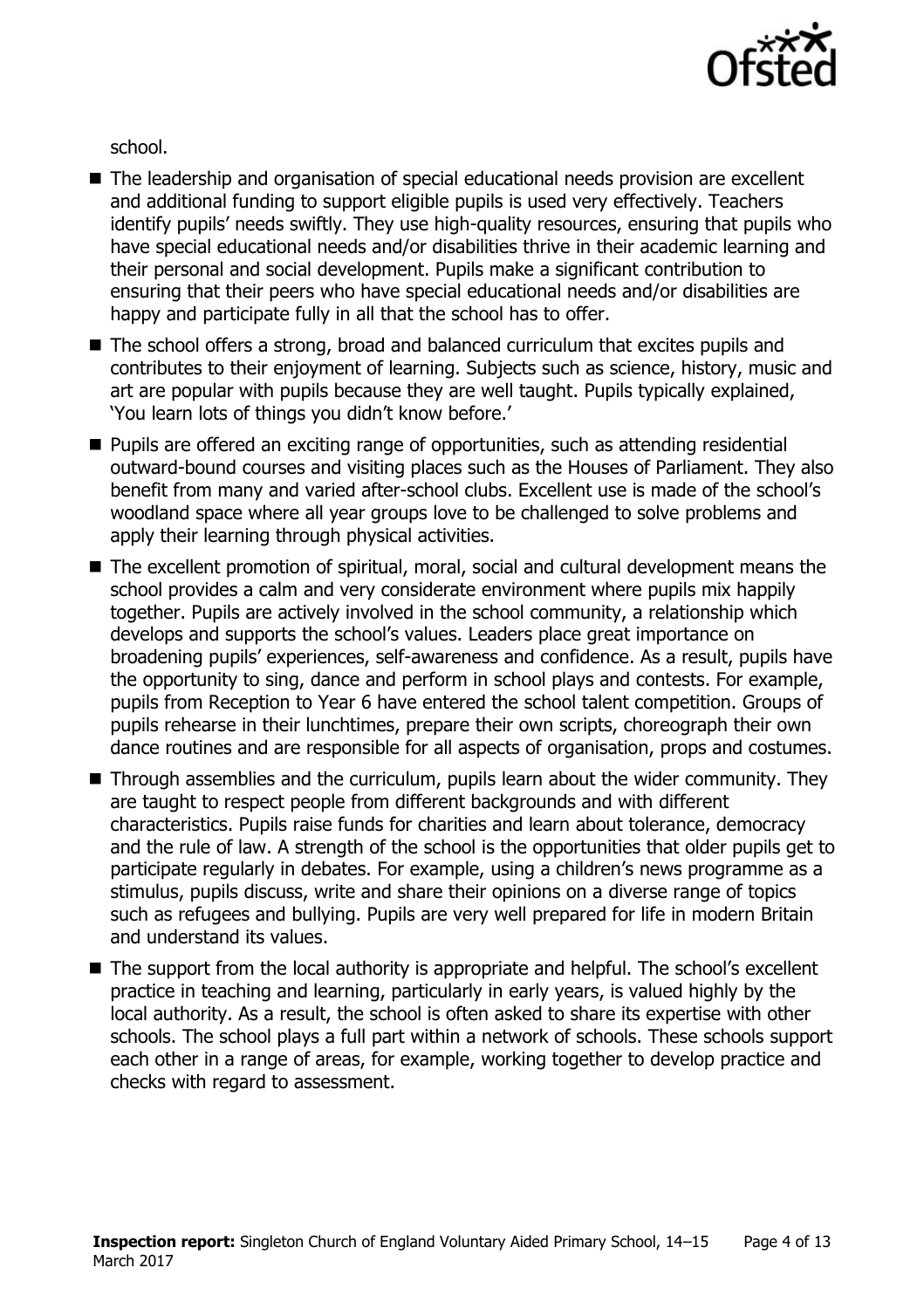school.

- The leadership and organisation of special educational needs provision are excellent and additional funding to support eligible pupils is used very effectively. Teachers identify pupils' needs swiftly. They use high-quality resources, ensuring that pupils who have special educational needs and/or disabilities thrive in their academic learning and their personal and social development. Pupils make a significant contribution to ensuring that their peers who have special educational needs and/or disabilities are happy and participate fully in all that the school has to offer.
- The school offers a strong, broad and balanced curriculum that excites pupils and contributes to their enjoyment of learning. Subjects such as science, history, music and art are popular with pupils because they are well taught. Pupils typically explained, 'You learn lots of things you didn't know before.'
- Pupils are offered an exciting range of opportunities, such as attending residential outward-bound courses and visiting places such as the Houses of Parliament. They also benefit from many and varied after-school clubs. Excellent use is made of the school's woodland space where all year groups love to be challenged to solve problems and apply their learning through physical activities.
- The excellent promotion of spiritual, moral, social and cultural development means the school provides a calm and very considerate environment where pupils mix happily together. Pupils are actively involved in the school community, a relationship which develops and supports the school's values. Leaders place great importance on broadening pupils' experiences, self-awareness and confidence. As a result, pupils have the opportunity to sing, dance and perform in school plays and contests. For example, pupils from Reception to Year 6 have entered the school talent competition. Groups of pupils rehearse in their lunchtimes, prepare their own scripts, choreograph their own dance routines and are responsible for all aspects of organisation, props and costumes.
- Through assemblies and the curriculum, pupils learn about the wider community. They are taught to respect people from different backgrounds and with different characteristics. Pupils raise funds for charities and learn about tolerance, democracy and the rule of law. A strength of the school is the opportunities that older pupils get to participate regularly in debates. For example, using a children's news programme as a stimulus, pupils discuss, write and share their opinions on a diverse range of topics such as refugees and bullying. Pupils are very well prepared for life in modern Britain and understand its values.
- The support from the local authority is appropriate and helpful. The school's excellent practice in teaching and learning, particularly in early years, is valued highly by the local authority. As a result, the school is often asked to share its expertise with other schools. The school plays a full part within a network of schools. These schools support each other in a range of areas, for example, working together to develop practice and checks with regard to assessment.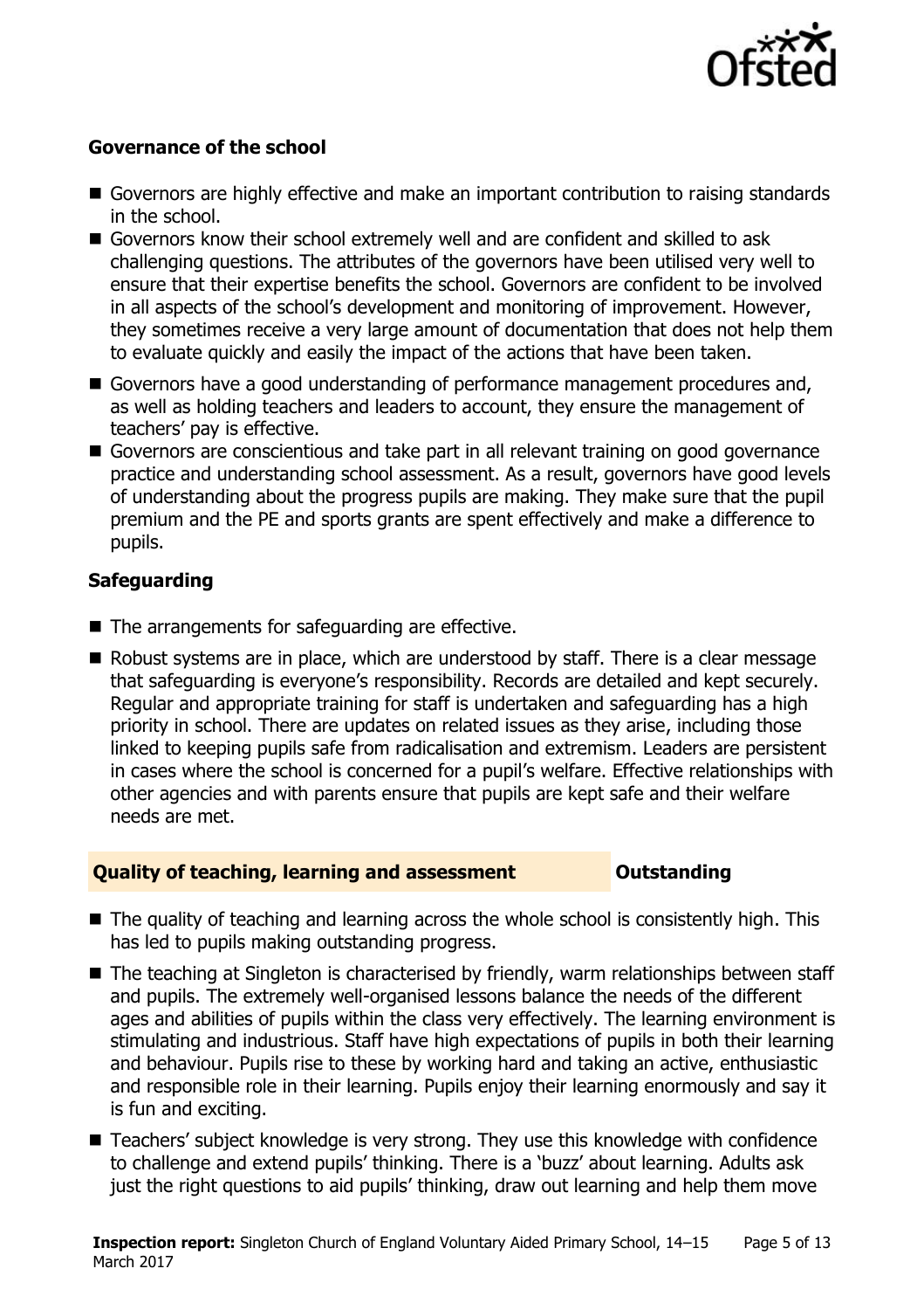### Governance of the school

- Governors are highly effective and make an important contribution to raising standards in the school.
- Governors know their school extremely well and are confident and skilled to ask challenging questions. The attributes of the governors have been utilised very well to ensure that their expertise benefits the school. Governors are confident to be involved in all aspects of the school's development and monitoring of improvement. However, they sometimes receive a very large amount of documentation that does not help them to evaluate quickly and easily the impact of the actions that have been taken.
- Governors have a good understanding of performance management procedures and, as well as holding teachers and leaders to account, they ensure the management of teachers' pay is effective.
- Governors are conscientious and take part in all relevant training on good governance practice and understanding school assessment. As a result, governors have good levels of understanding about the progress pupils are making. They make sure that the pupil premium and the PE and sports grants are spent effectively and make a difference to pupils.

### Safeguarding

- The arrangements for safeguarding are effective.
- Robust systems are in place, which are understood by staff. There is a clear message that safeguarding is everyone's responsibility. Records are detailed and kept securely. Regular and appropriate training for staff is undertaken and safeguarding has a high priority in school. There are updates on related issues as they arise, including those linked to keeping pupils safe from radicalisation and extremism. Leaders are persistent in cases where the school is concerned for a pupil's welfare. Effective relationships with other agencies and with parents ensure that pupils are kept safe and their welfare needs are met.

## Quality of teaching, learning and assessment — Outstanding

- The quality of teaching and learning across the whole school is consistently high. This has led to pupils making outstanding progress.
- The teaching at Singleton is characterised by friendly, warm relationships between staff and pupils. The extremely well-organised lessons balance the needs of the different ages and abilities of pupils within the class very effectively. The learning environment is stimulating and industrious. Staff have high expectations of pupils in both their learning and behaviour. Pupils rise to these by working hard and taking an active, enthusiastic and responsible role in their learning. Pupils enjoy their learning enormously and say it is fun and exciting.
- Teachers' subject knowledge is very strong. They use this knowledge with confidence to challenge and extend pupils' thinking. There is a 'buzz' about learning. Adults ask just the right questions to aid pupils' thinking, draw out learning and help them move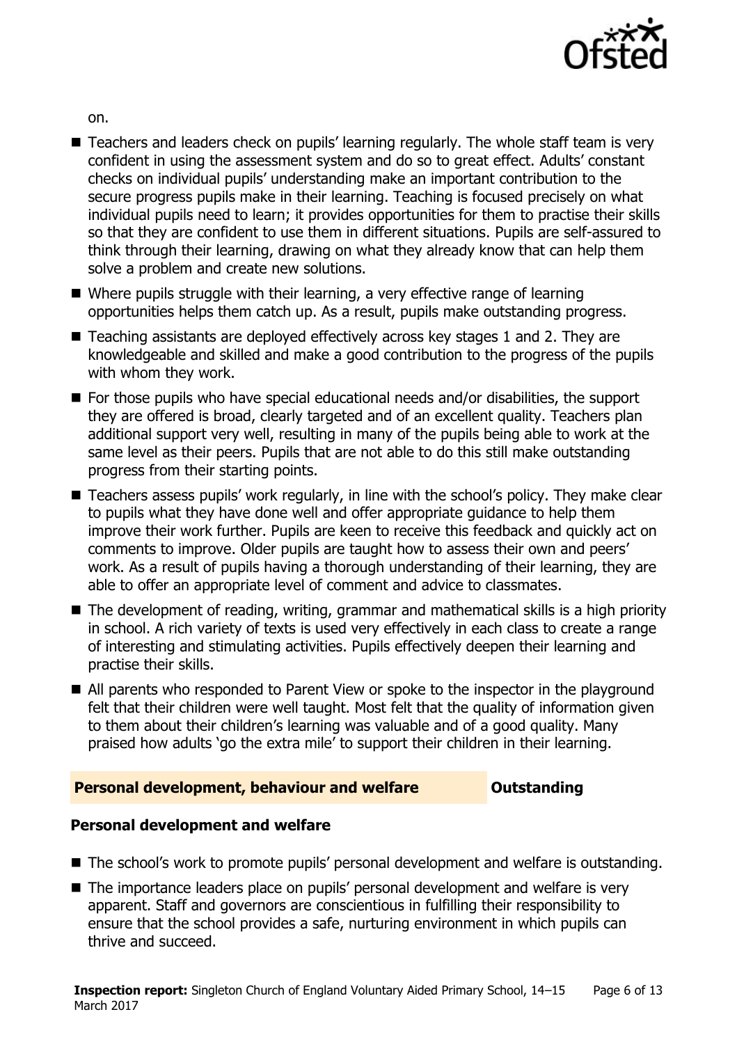on.

- Teachers and leaders check on pupils' learning regularly. The whole staff team is very confident in using the assessment system and do so to great effect. Adults' constant checks on individual pupils' understanding make an important contribution to the secure progress pupils make in their learning. Teaching is focused precisely on what individual pupils need to learn; it provides opportunities for them to practise their skills so that they are confident to use them in different situations. Pupils are self-assured to think through their learning, drawing on what they already know that can help them solve a problem and create new solutions.
- Where pupils struggle with their learning, a very effective range of learning opportunities helps them catch up. As a result, pupils make outstanding progress.
- Teaching assistants are deployed effectively across key stages 1 and 2. They are knowledgeable and skilled and make a good contribution to the progress of the pupils with whom they work.
- For those pupils who have special educational needs and/or disabilities, the support they are offered is broad, clearly targeted and of an excellent quality. Teachers plan additional support very well, resulting in many of the pupils being able to work at the same level as their peers. Pupils that are not able to do this still make outstanding progress from their starting points.
- Teachers assess pupils' work regularly, in line with the school's policy. They make clear to pupils what they have done well and offer appropriate guidance to help them improve their work further. Pupils are keen to receive this feedback and quickly act on comments to improve. Older pupils are taught how to assess their own and peers' work. As a result of pupils having a thorough understanding of their learning, they are able to offer an appropriate level of comment and advice to classmates.
- The development of reading, writing, grammar and mathematical skills is a high priority in school. A rich variety of texts is used very effectively in each class to create a range of interesting and stimulating activities. Pupils effectively deepen their learning and practise their skills.
- All parents who responded to Parent View or spoke to the inspector in the playground felt that their children were well taught. Most felt that the quality of information given to them about their children's learning was valuable and of a good quality. Many praised how adults 'go the extra mile' to support their children in their learning.

## Personal development, behaviour and welfare — Outstanding

### Personal development and welfare

- The school's work to promote pupils' personal development and welfare is outstanding.
- The importance leaders place on pupils' personal development and welfare is very apparent. Staff and governors are conscientious in fulfilling their responsibility to ensure that the school provides a safe, nurturing environment in which pupils can thrive and succeed.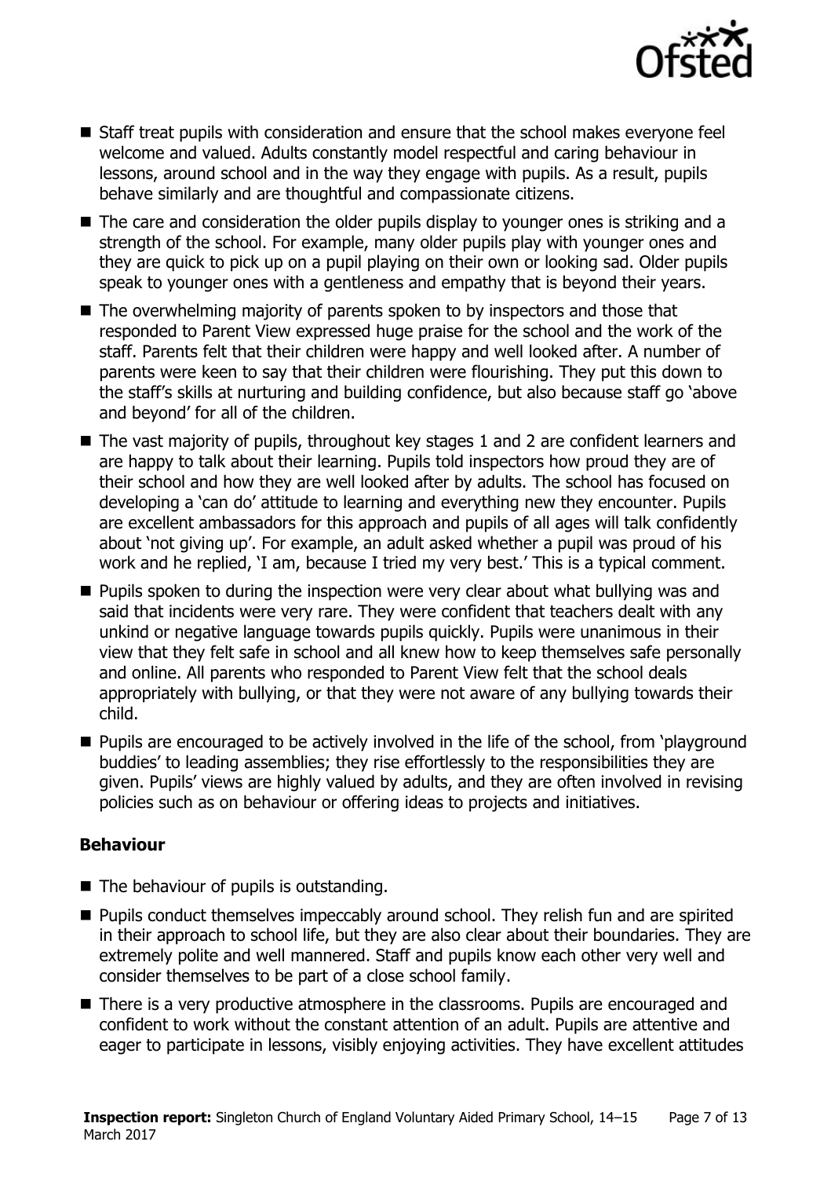- Staff treat pupils with consideration and ensure that the school makes everyone feel welcome and valued. Adults constantly model respectful and caring behaviour in lessons, around school and in the way they engage with pupils. As a result, pupils behave similarly and are thoughtful and compassionate citizens.
- The care and consideration the older pupils display to younger ones is striking and a strength of the school. For example, many older pupils play with younger ones and they are quick to pick up on a pupil playing on their own or looking sad. Older pupils speak to younger ones with a gentleness and empathy that is beyond their years.
- The overwhelming majority of parents spoken to by inspectors and those that responded to Parent View expressed huge praise for the school and the work of the staff. Parents felt that their children were happy and well looked after. A number of parents were keen to say that their children were flourishing. They put this down to the staff's skills at nurturing and building confidence, but also because staff go 'above and beyond' for all of the children.
- The vast majority of pupils, throughout key stages 1 and 2 are confident learners and are happy to talk about their learning. Pupils told inspectors how proud they are of their school and how they are well looked after by adults. The school has focused on developing a 'can do' attitude to learning and everything new they encounter. Pupils are excellent ambassadors for this approach and pupils of all ages will talk confidently about 'not giving up'. For example, an adult asked whether a pupil was proud of his work and he replied, 'I am, because I tried my very best.' This is a typical comment.
- Pupils spoken to during the inspection were very clear about what bullying was and said that incidents were very rare. They were confident that teachers dealt with any unkind or negative language towards pupils quickly. Pupils were unanimous in their view that they felt safe in school and all knew how to keep themselves safe personally and online. All parents who responded to Parent View felt that the school deals appropriately with bullying, or that they were not aware of any bullying towards their child.
- Pupils are encouraged to be actively involved in the life of the school, from 'playground buddies' to leading assemblies; they rise effortlessly to the responsibilities they are given. Pupils' views are highly valued by adults, and they are often involved in revising policies such as on behaviour or offering ideas to projects and initiatives.

### Behaviour

- The behaviour of pupils is outstanding.
- Pupils conduct themselves impeccably around school. They relish fun and are spirited in their approach to school life, but they are also clear about their boundaries. They are extremely polite and well mannered. Staff and pupils know each other very well and consider themselves to be part of a close school family.
- There is a very productive atmosphere in the classrooms. Pupils are encouraged and confident to work without the constant attention of an adult. Pupils are attentive and eager to participate in lessons, visibly enjoying activities. They have excellent attitudes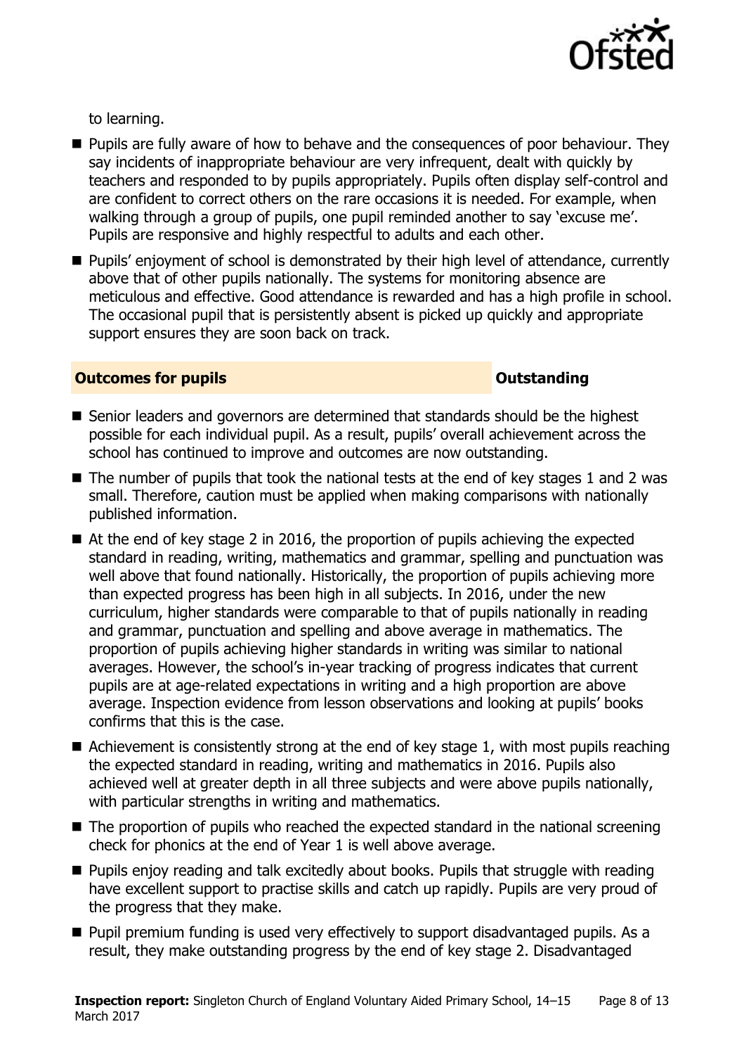to learning.

- Pupils are fully aware of how to behave and the consequences of poor behaviour. They say incidents of inappropriate behaviour are very infrequent, dealt with quickly by teachers and responded to by pupils appropriately. Pupils often display self-control and are confident to correct others on the rare occasions it is needed. For example, when walking through a group of pupils, one pupil reminded another to say 'excuse me'. Pupils are responsive and highly respectful to adults and each other.
- Pupils' enjoyment of school is demonstrated by their high level of attendance, currently above that of other pupils nationally. The systems for monitoring absence are meticulous and effective. Good attendance is rewarded and has a high profile in school. The occasional pupil that is persistently absent is picked up quickly and appropriate support ensures they are soon back on track.

## Outcomes for pupils — Outstanding

- Senior leaders and governors are determined that standards should be the highest possible for each individual pupil. As a result, pupils' overall achievement across the school has continued to improve and outcomes are now outstanding.
- The number of pupils that took the national tests at the end of key stages 1 and 2 was small. Therefore, caution must be applied when making comparisons with nationally published information.
- At the end of key stage 2 in 2016, the proportion of pupils achieving the expected standard in reading, writing, mathematics and grammar, spelling and punctuation was well above that found nationally. Historically, the proportion of pupils achieving more than expected progress has been high in all subjects. In 2016, under the new curriculum, higher standards were comparable to that of pupils nationally in reading and grammar, punctuation and spelling and above average in mathematics. The proportion of pupils achieving higher standards in writing was similar to national averages. However, the school's in-year tracking of progress indicates that current pupils are at age-related expectations in writing and a high proportion are above average. Inspection evidence from lesson observations and looking at pupils' books confirms that this is the case.
- Achievement is consistently strong at the end of key stage 1, with most pupils reaching the expected standard in reading, writing and mathematics in 2016. Pupils also achieved well at greater depth in all three subjects and were above pupils nationally, with particular strengths in writing and mathematics.
- The proportion of pupils who reached the expected standard in the national screening check for phonics at the end of Year 1 is well above average.
- Pupils enjoy reading and talk excitedly about books. Pupils that struggle with reading have excellent support to practise skills and catch up rapidly. Pupils are very proud of the progress that they make.
- Pupil premium funding is used very effectively to support disadvantaged pupils. As a result, they make outstanding progress by the end of key stage 2. Disadvantaged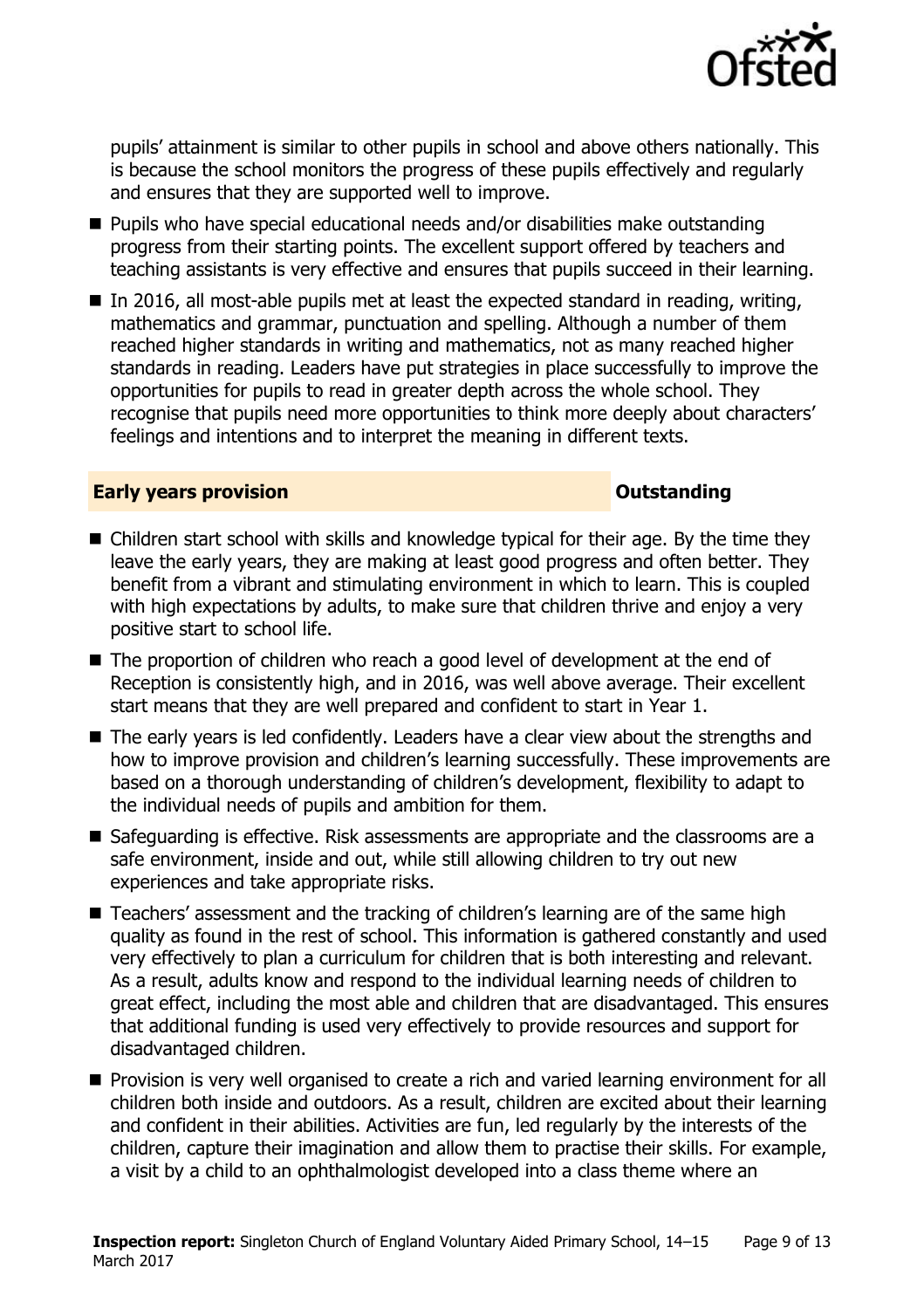pupils' attainment is similar to other pupils in school and above others nationally. This is because the school monitors the progress of these pupils effectively and regularly and ensures that they are supported well to improve.

- Pupils who have special educational needs and/or disabilities make outstanding progress from their starting points. The excellent support offered by teachers and teaching assistants is very effective and ensures that pupils succeed in their learning.
- In 2016, all most-able pupils met at least the expected standard in reading, writing, mathematics and grammar, punctuation and spelling. Although a number of them reached higher standards in writing and mathematics, not as many reached higher standards in reading. Leaders have put strategies in place successfully to improve the opportunities for pupils to read in greater depth across the whole school. They recognise that pupils need more opportunities to think more deeply about characters' feelings and intentions and to interpret the meaning in different texts.

## Early years provision — Outstanding

- Children start school with skills and knowledge typical for their age. By the time they leave the early years, they are making at least good progress and often better. They benefit from a vibrant and stimulating environment in which to learn. This is coupled with high expectations by adults, to make sure that children thrive and enjoy a very positive start to school life.
- The proportion of children who reach a good level of development at the end of Reception is consistently high, and in 2016, was well above average. Their excellent start means that they are well prepared and confident to start in Year 1.
- The early years is led confidently. Leaders have a clear view about the strengths and how to improve provision and children's learning successfully. These improvements are based on a thorough understanding of children's development, flexibility to adapt to the individual needs of pupils and ambition for them.
- Safeguarding is effective. Risk assessments are appropriate and the classrooms are a safe environment, inside and out, while still allowing children to try out new experiences and take appropriate risks.
- Teachers' assessment and the tracking of children's learning are of the same high quality as found in the rest of school. This information is gathered constantly and used very effectively to plan a curriculum for children that is both interesting and relevant. As a result, adults know and respond to the individual learning needs of children to great effect, including the most able and children that are disadvantaged. This ensures that additional funding is used very effectively to provide resources and support for disadvantaged children.
- Provision is very well organised to create a rich and varied learning environment for all children both inside and outdoors. As a result, children are excited about their learning and confident in their abilities. Activities are fun, led regularly by the interests of the children, capture their imagination and allow them to practise their skills. For example, a visit by a child to an ophthalmologist developed into a class theme where an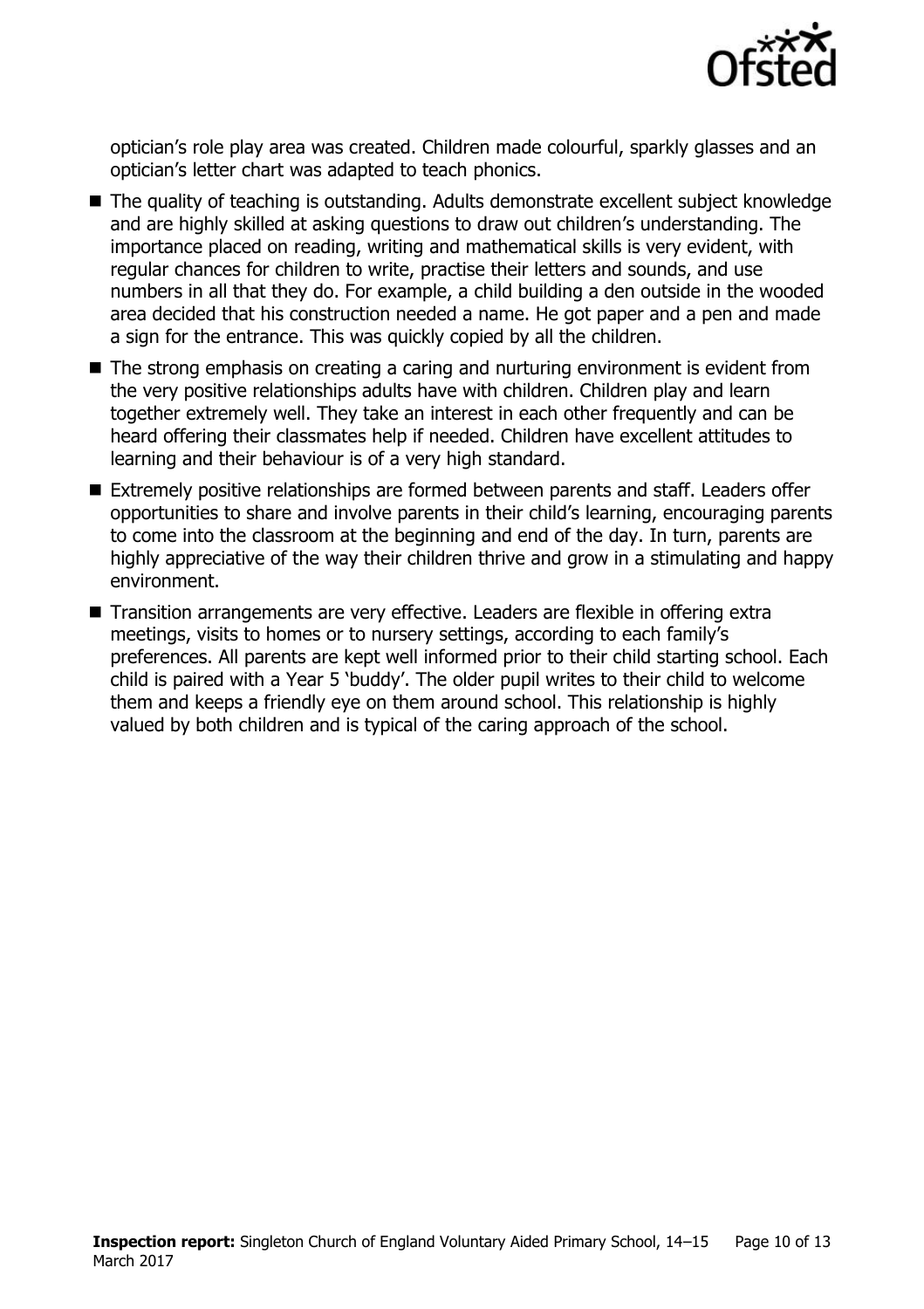optician's role play area was created. Children made colourful, sparkly glasses and an optician's letter chart was adapted to teach phonics.

- The quality of teaching is outstanding. Adults demonstrate excellent subject knowledge and are highly skilled at asking questions to draw out children's understanding. The importance placed on reading, writing and mathematical skills is very evident, with regular chances for children to write, practise their letters and sounds, and use numbers in all that they do. For example, a child building a den outside in the wooded area decided that his construction needed a name. He got paper and a pen and made a sign for the entrance. This was quickly copied by all the children.
- The strong emphasis on creating a caring and nurturing environment is evident from the very positive relationships adults have with children. Children play and learn together extremely well. They take an interest in each other frequently and can be heard offering their classmates help if needed. Children have excellent attitudes to learning and their behaviour is of a very high standard.
- Extremely positive relationships are formed between parents and staff. Leaders offer opportunities to share and involve parents in their child's learning, encouraging parents to come into the classroom at the beginning and end of the day. In turn, parents are highly appreciative of the way their children thrive and grow in a stimulating and happy environment.
- Transition arrangements are very effective. Leaders are flexible in offering extra meetings, visits to homes or to nursery settings, according to each family's preferences. All parents are kept well informed prior to their child starting school. Each child is paired with a Year 5 'buddy'. The older pupil writes to their child to welcome them and keeps a friendly eye on them around school. This relationship is highly valued by both children and is typical of the caring approach of the school.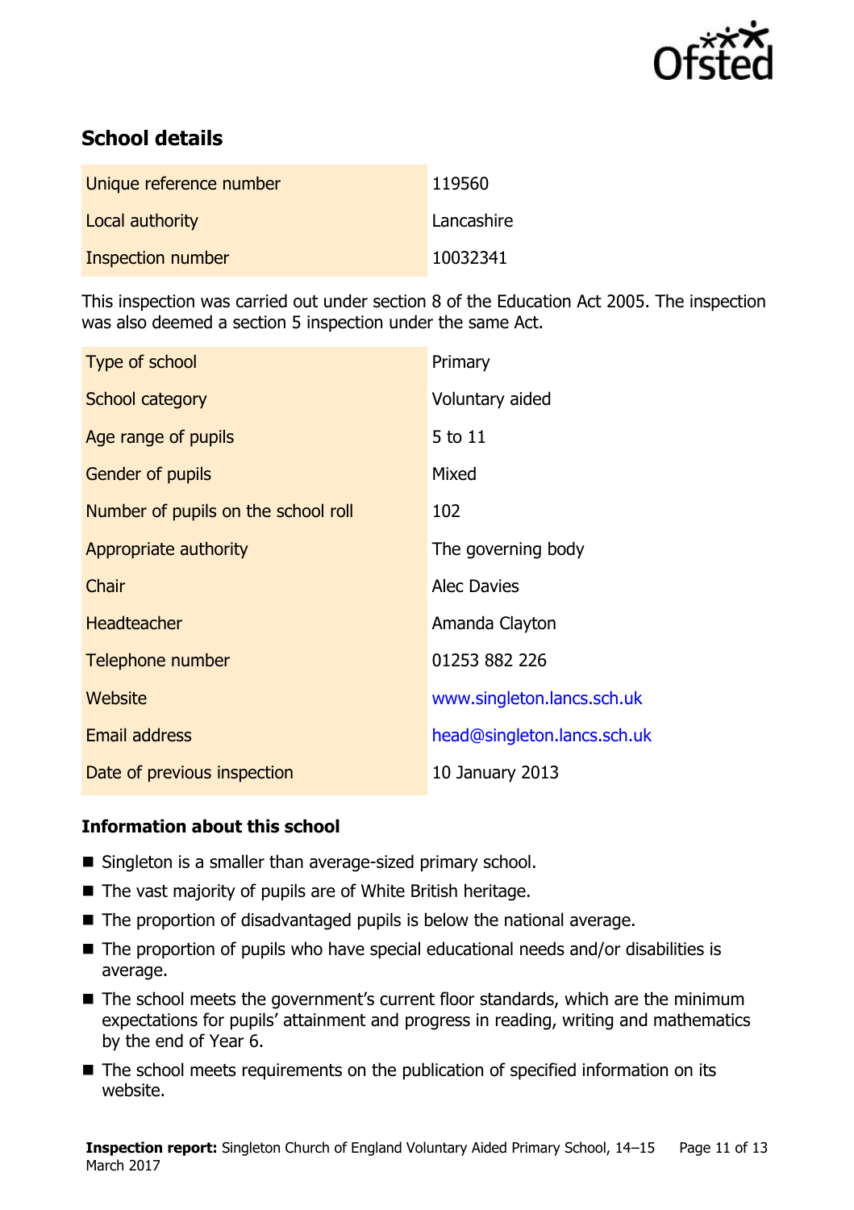## School details

| | |
|---|---|
| Unique reference number | 119560 |
| Local authority | Lancashire |
| Inspection number | 10032341 |

This inspection was carried out under section 8 of the Education Act 2005. The inspection was also deemed a section 5 inspection under the same Act.

| | |
|---|---|
| Type of school | Primary |
| School category | Voluntary aided |
| Age range of pupils | 5 to 11 |
| Gender of pupils | Mixed |
| Number of pupils on the school roll | 102 |
| Appropriate authority | The governing body |
| Chair | Alec Davies |
| Headteacher | Amanda Clayton |
| Telephone number | 01253 882 226 |
| Website | www.singleton.lancs.sch.uk |
| Email address | head@singleton.lancs.sch.uk |
| Date of previous inspection | 10 January 2013 |

### Information about this school

- Singleton is a smaller than average-sized primary school.
- The vast majority of pupils are of White British heritage.
- The proportion of disadvantaged pupils is below the national average.
- The proportion of pupils who have special educational needs and/or disabilities is average.
- The school meets the government's current floor standards, which are the minimum expectations for pupils' attainment and progress in reading, writing and mathematics by the end of Year 6.
- The school meets requirements on the publication of specified information on its website.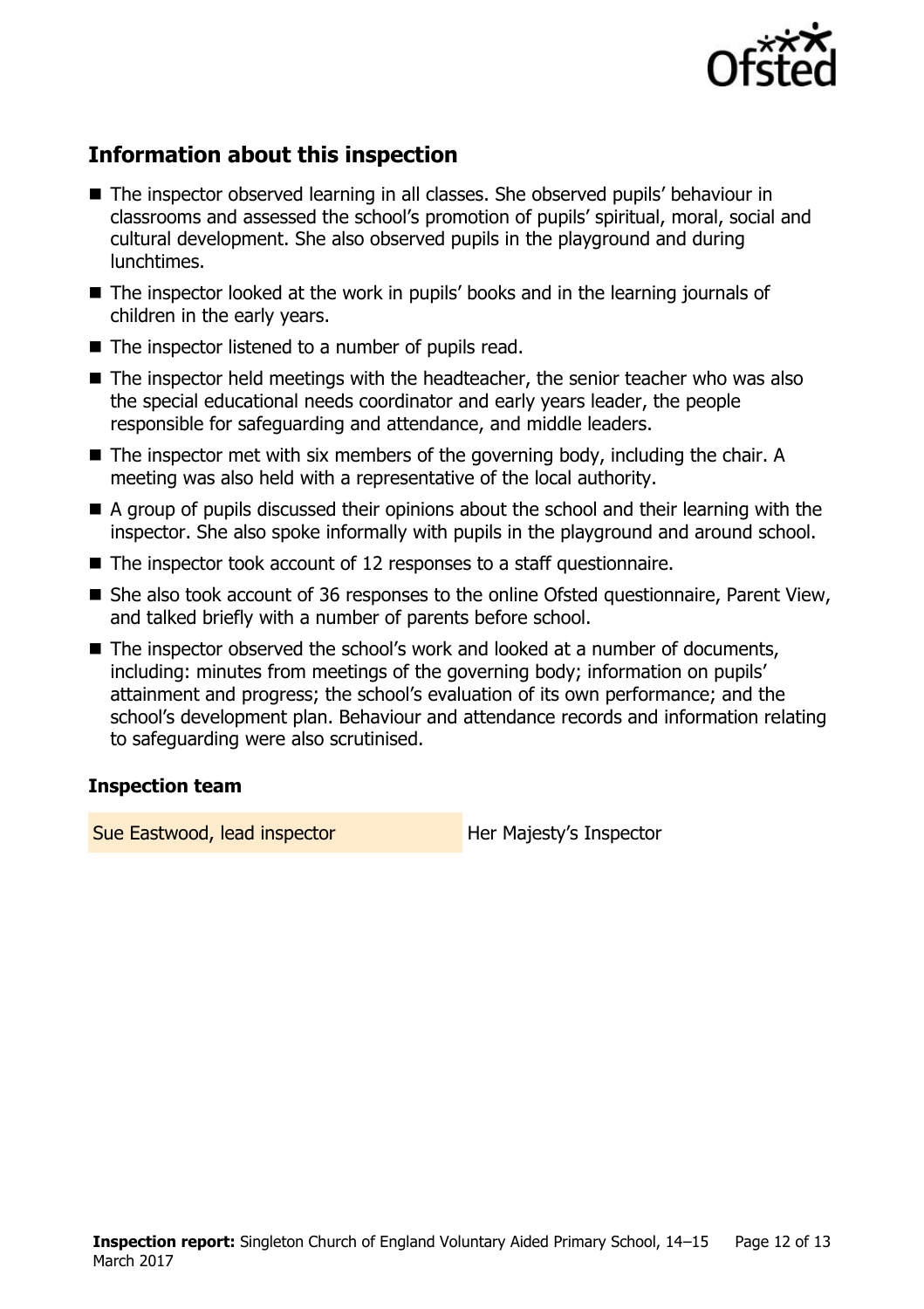## Information about this inspection

- The inspector observed learning in all classes. She observed pupils' behaviour in classrooms and assessed the school's promotion of pupils' spiritual, moral, social and cultural development. She also observed pupils in the playground and during lunchtimes.
- The inspector looked at the work in pupils' books and in the learning journals of children in the early years.
- The inspector listened to a number of pupils read.
- The inspector held meetings with the headteacher, the senior teacher who was also the special educational needs coordinator and early years leader, the people responsible for safeguarding and attendance, and middle leaders.
- The inspector met with six members of the governing body, including the chair. A meeting was also held with a representative of the local authority.
- A group of pupils discussed their opinions about the school and their learning with the inspector. She also spoke informally with pupils in the playground and around school.
- The inspector took account of 12 responses to a staff questionnaire.
- She also took account of 36 responses to the online Ofsted questionnaire, Parent View, and talked briefly with a number of parents before school.
- The inspector observed the school's work and looked at a number of documents, including: minutes from meetings of the governing body; information on pupils' attainment and progress; the school's evaluation of its own performance; and the school's development plan. Behaviour and attendance records and information relating to safeguarding were also scrutinised.

### Inspection team

| | |
|---|---|
| Sue Eastwood, lead inspector | Her Majesty's Inspector |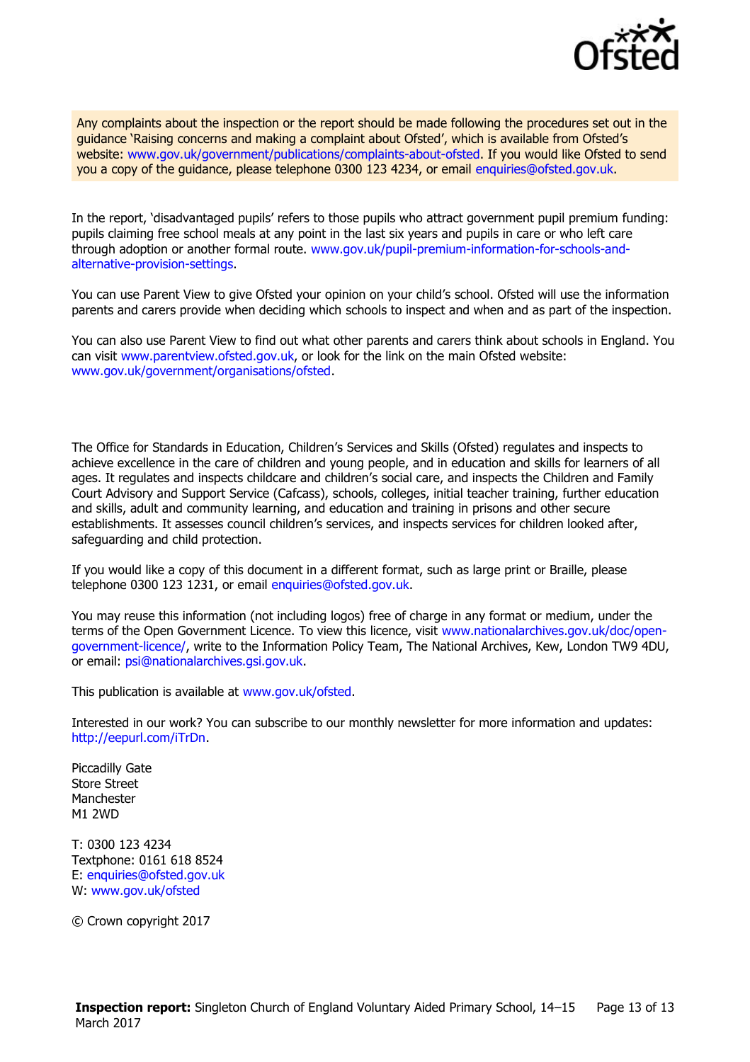Any complaints about the inspection or the report should be made following the procedures set out in the guidance 'Raising concerns and making a complaint about Ofsted', which is available from Ofsted's website: www.gov.uk/government/publications/complaints-about-ofsted. If you would like Ofsted to send you a copy of the guidance, please telephone 0300 123 4234, or email enquiries@ofsted.gov.uk.

In the report, 'disadvantaged pupils' refers to those pupils who attract government pupil premium funding: pupils claiming free school meals at any point in the last six years and pupils in care or who left care through adoption or another formal route. www.gov.uk/pupil-premium-information-for-schools-and-alternative-provision-settings.

You can use Parent View to give Ofsted your opinion on your child's school. Ofsted will use the information parents and carers provide when deciding which schools to inspect and when and as part of the inspection.

You can also use Parent View to find out what other parents and carers think about schools in England. You can visit www.parentview.ofsted.gov.uk, or look for the link on the main Ofsted website: www.gov.uk/government/organisations/ofsted.

The Office for Standards in Education, Children's Services and Skills (Ofsted) regulates and inspects to achieve excellence in the care of children and young people, and in education and skills for learners of all ages. It regulates and inspects childcare and children's social care, and inspects the Children and Family Court Advisory and Support Service (Cafcass), schools, colleges, initial teacher training, further education and skills, adult and community learning, and education and training in prisons and other secure establishments. It assesses council children's services, and inspects services for children looked after, safeguarding and child protection.

If you would like a copy of this document in a different format, such as large print or Braille, please telephone 0300 123 1231, or email enquiries@ofsted.gov.uk.

You may reuse this information (not including logos) free of charge in any format or medium, under the terms of the Open Government Licence. To view this licence, visit www.nationalarchives.gov.uk/doc/open-government-licence/, write to the Information Policy Team, The National Archives, Kew, London TW9 4DU, or email: psi@nationalarchives.gsi.gov.uk.

This publication is available at www.gov.uk/ofsted.

Interested in our work? You can subscribe to our monthly newsletter for more information and updates: http://eepurl.com/iTrDn.

Piccadilly Gate
Store Street
Manchester
M1 2WD

T: 0300 123 4234
Textphone: 0161 618 8524
E: enquiries@ofsted.gov.uk
W: www.gov.uk/ofsted

© Crown copyright 2017